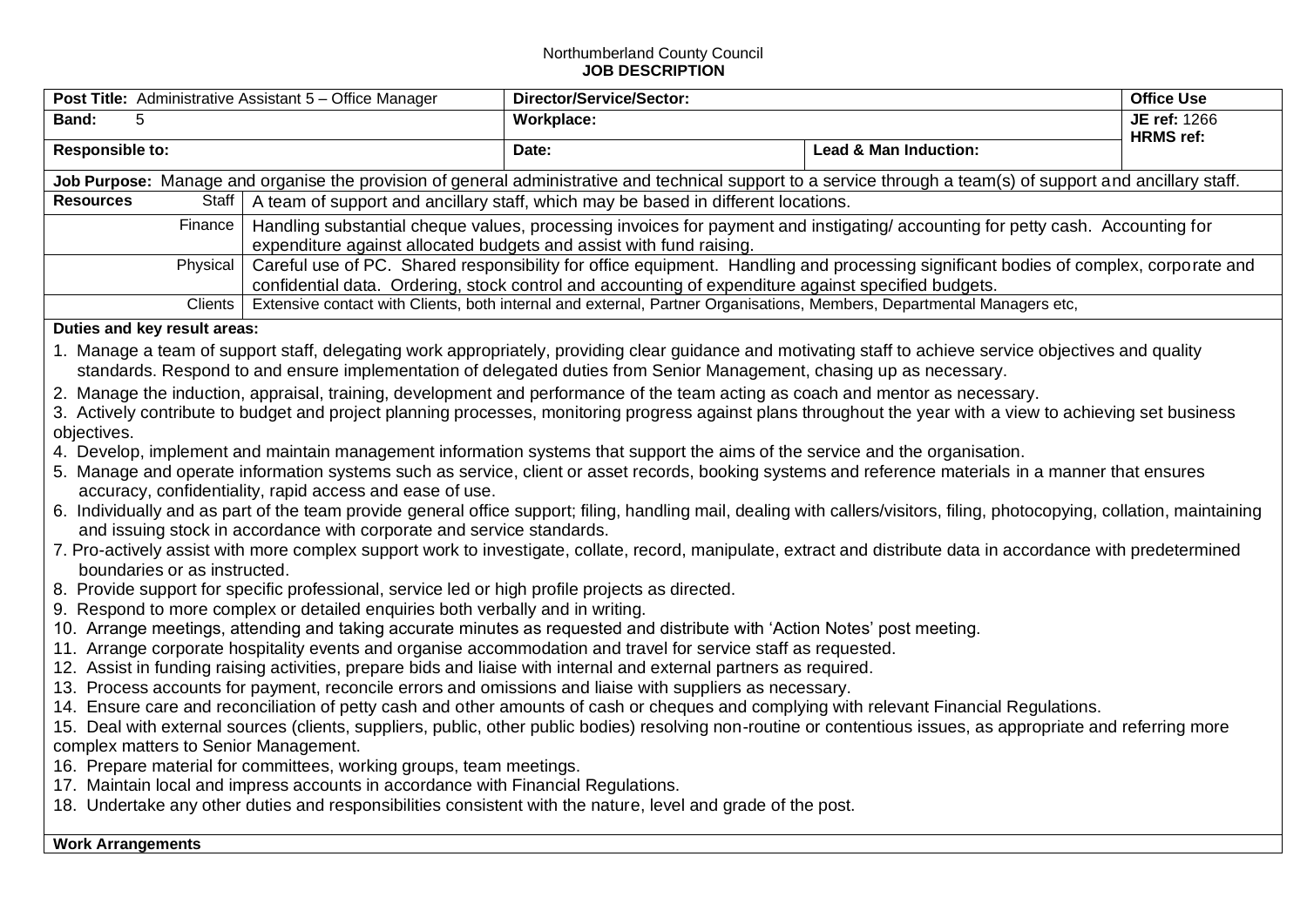Northumberland County Council
**JOB DESCRIPTION**

| **Post Title:** Administrative Assistant 5 – Office Manager | **Director/Service/Sector:** | | **Office Use** |
|---|---|---|---|
| **Band:** 5 | **Workplace:** | | **JE ref:** 1266<br>**HRMS ref:** |
| **Responsible to:** | **Date:** | **Lead & Man Induction:** | |

**Job Purpose:** Manage and organise the provision of general administrative and technical support to a service through a team(s) of support and ancillary staff.

| **Resources** | |
|---|---|
| Staff | A team of support and ancillary staff, which may be based in different locations. |
| Finance | Handling substantial cheque values, processing invoices for payment and instigating/ accounting for petty cash. Accounting for expenditure against allocated budgets and assist with fund raising. |
| Physical | Careful use of PC. Shared responsibility for office equipment. Handling and processing significant bodies of complex, corporate and confidential data. Ordering, stock control and accounting of expenditure against specified budgets. |
| Clients | Extensive contact with Clients, both internal and external, Partner Organisations, Members, Departmental Managers etc, |

**Duties and key result areas:**

1. Manage a team of support staff, delegating work appropriately, providing clear guidance and motivating staff to achieve service objectives and quality standards. Respond to and ensure implementation of delegated duties from Senior Management, chasing up as necessary.
2. Manage the induction, appraisal, training, development and performance of the team acting as coach and mentor as necessary.
3. Actively contribute to budget and project planning processes, monitoring progress against plans throughout the year with a view to achieving set business objectives.
4. Develop, implement and maintain management information systems that support the aims of the service and the organisation.
5. Manage and operate information systems such as service, client or asset records, booking systems and reference materials in a manner that ensures accuracy, confidentiality, rapid access and ease of use.
6. Individually and as part of the team provide general office support; filing, handling mail, dealing with callers/visitors, filing, photocopying, collation, maintaining and issuing stock in accordance with corporate and service standards.
7. Pro-actively assist with more complex support work to investigate, collate, record, manipulate, extract and distribute data in accordance with predetermined boundaries or as instructed.
8. Provide support for specific professional, service led or high profile projects as directed.
9. Respond to more complex or detailed enquiries both verbally and in writing.
10. Arrange meetings, attending and taking accurate minutes as requested and distribute with 'Action Notes' post meeting.
11. Arrange corporate hospitality events and organise accommodation and travel for service staff as requested.
12. Assist in funding raising activities, prepare bids and liaise with internal and external partners as required.
13. Process accounts for payment, reconcile errors and omissions and liaise with suppliers as necessary.
14. Ensure care and reconciliation of petty cash and other amounts of cash or cheques and complying with relevant Financial Regulations.
15. Deal with external sources (clients, suppliers, public, other public bodies) resolving non-routine or contentious issues, as appropriate and referring more complex matters to Senior Management.
16. Prepare material for committees, working groups, team meetings.
17. Maintain local and impress accounts in accordance with Financial Regulations.
18. Undertake any other duties and responsibilities consistent with the nature, level and grade of the post.

**Work Arrangements**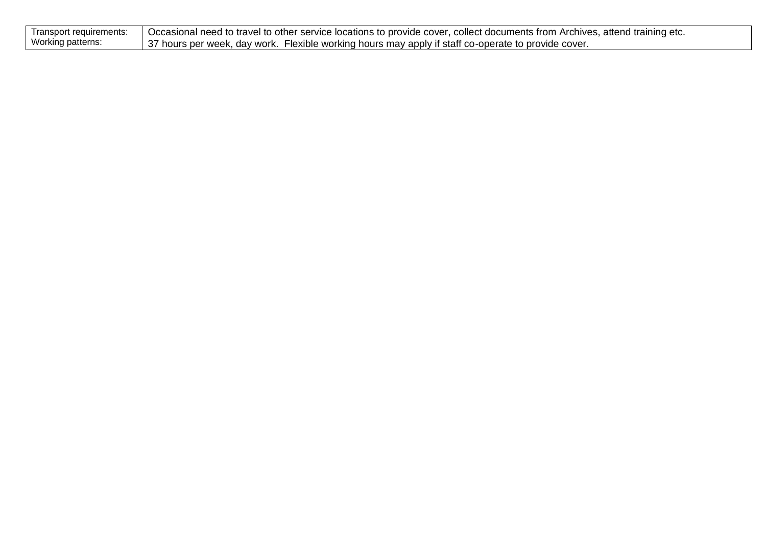| | |
|---|---|
| Transport requirements: | Occasional need to travel to other service locations to provide cover, collect documents from Archives, attend training etc. |
| Working patterns: | 37 hours per week, day work. Flexible working hours may apply if staff co-operate to provide cover. |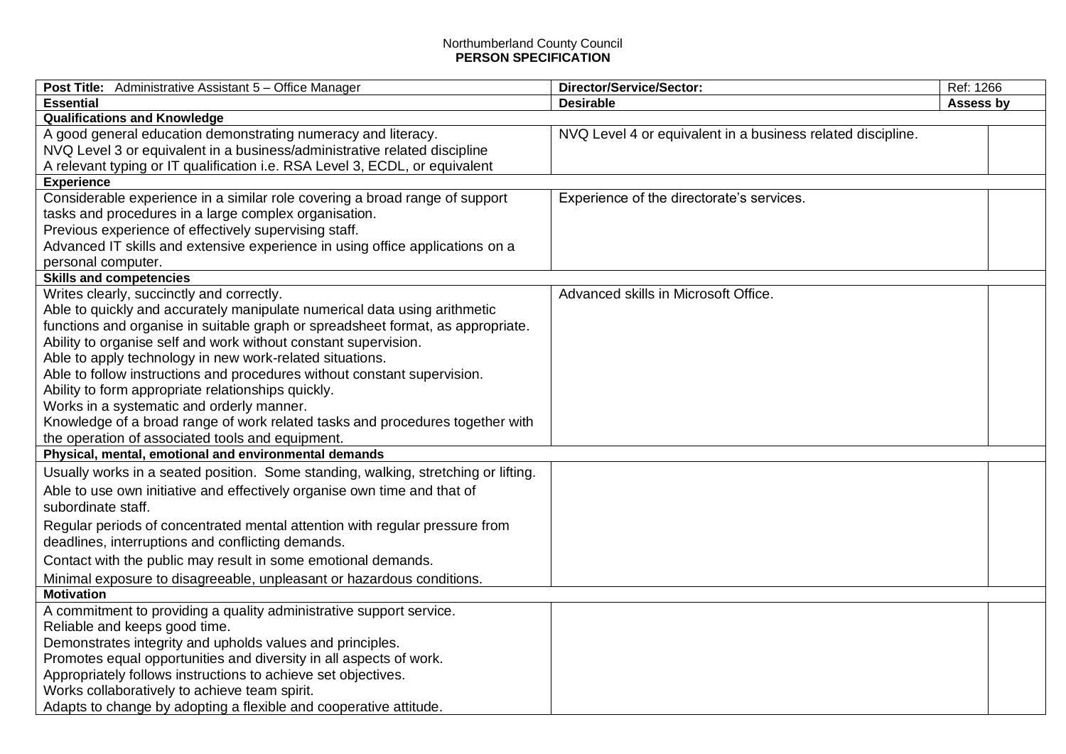Northumberland County Council
**PERSON SPECIFICATION**

| **Post Title:** Administrative Assistant 5 – Office Manager | **Director/Service/Sector:** | Ref: 1266 |
|---|---|---|
| **Essential** | **Desirable** | **Assess by** |
| **Qualifications and Knowledge** | | |
| A good general education demonstrating numeracy and literacy.<br>NVQ Level 3 or equivalent in a business/administrative related discipline<br>A relevant typing or IT qualification i.e. RSA Level 3, ECDL, or equivalent | NVQ Level 4 or equivalent in a business related discipline. | |
| **Experience** | | |
| Considerable experience in a similar role covering a broad range of support tasks and procedures in a large complex organisation.<br>Previous experience of effectively supervising staff.<br>Advanced IT skills and extensive experience in using office applications on a personal computer. | Experience of the directorate's services. | |
| **Skills and competencies** | | |
| Writes clearly, succinctly and correctly.<br>Able to quickly and accurately manipulate numerical data using arithmetic functions and organise in suitable graph or spreadsheet format, as appropriate.<br>Ability to organise self and work without constant supervision.<br>Able to apply technology in new work-related situations.<br>Able to follow instructions and procedures without constant supervision.<br>Ability to form appropriate relationships quickly.<br>Works in a systematic and orderly manner.<br>Knowledge of a broad range of work related tasks and procedures together with the operation of associated tools and equipment. | Advanced skills in Microsoft Office. | |
| **Physical, mental, emotional and environmental demands** | | |
| Usually works in a seated position. Some standing, walking, stretching or lifting.<br>Able to use own initiative and effectively organise own time and that of subordinate staff.<br>Regular periods of concentrated mental attention with regular pressure from deadlines, interruptions and conflicting demands.<br>Contact with the public may result in some emotional demands.<br>Minimal exposure to disagreeable, unpleasant or hazardous conditions. | | |
| **Motivation** | | |
| A commitment to providing a quality administrative support service.<br>Reliable and keeps good time.<br>Demonstrates integrity and upholds values and principles.<br>Promotes equal opportunities and diversity in all aspects of work.<br>Appropriately follows instructions to achieve set objectives.<br>Works collaboratively to achieve team spirit.<br>Adapts to change by adopting a flexible and cooperative attitude. | | |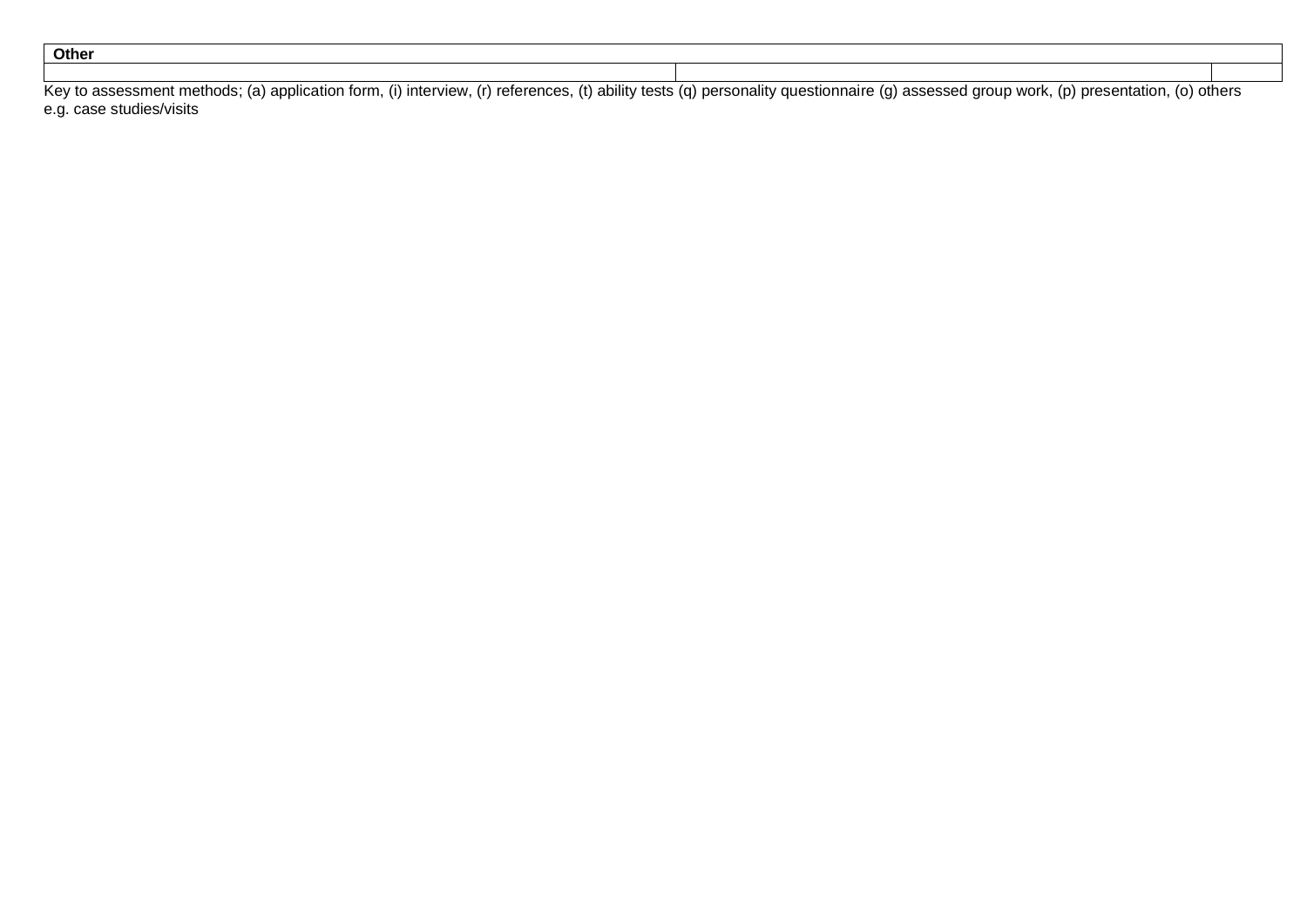| **Other** | | |
|---|---|---|
| | | |

Key to assessment methods; (a) application form, (i) interview, (r) references, (t) ability tests (q) personality questionnaire (g) assessed group work, (p) presentation, (o) others e.g. case studies/visits